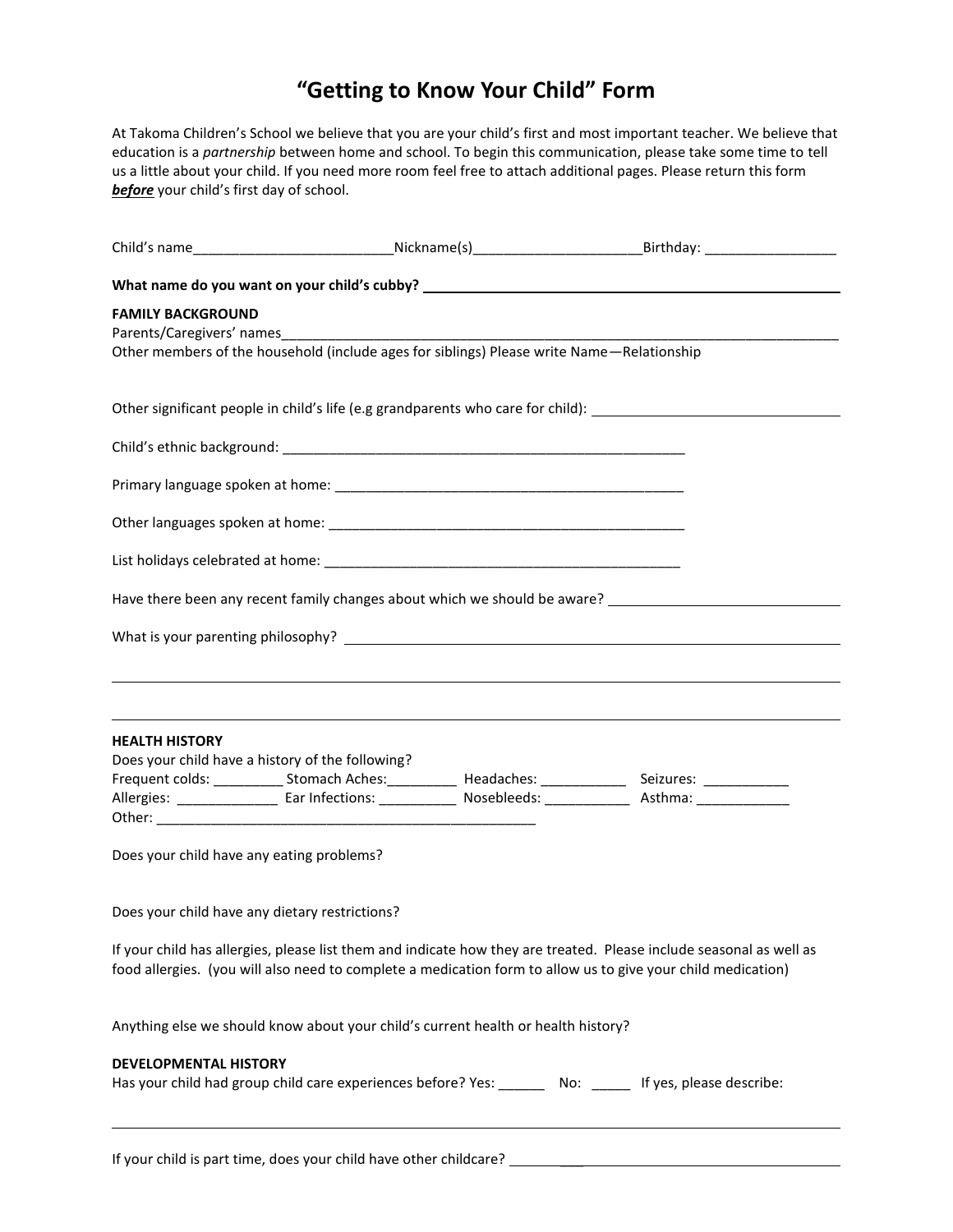# "Getting to Know Your Child" Form

At Takoma Children's School we believe that you are your child's first and most important teacher. We believe that education is a *partnership* between home and school. To begin this communication, please take some time to tell us a little about your child. If you need more room feel free to attach additional pages. Please return this form ***before*** your child's first day of school.

Child's name__________________________Nickname(s)______________________Birthday: _________________

**What name do you want on your child's cubby?** ______________________________________________

**FAMILY BACKGROUND**

Parents/Caregivers' names______________________________________________________________________________

Other members of the household (include ages for siblings) Please write Name—Relationship

Other significant people in child's life (e.g grandparents who care for child): ________________________________

Child's ethnic background: _______________________________________________________

Primary language spoken at home: _______________________________________________

Other languages spoken at home: ________________________________________________

List holidays celebrated at home: ________________________________________________

Have there been any recent family changes about which we should be aware? ____________________________

What is your parenting philosophy? _________________________________________________________________

_______________________________________________________________________________________________

_______________________________________________________________________________________________

**HEALTH HISTORY**

Does your child have a history of the following?

Frequent colds: _________ Stomach Aches:_________ Headaches: ___________ Seizures: ___________

Allergies: _____________ Ear Infections: __________ Nosebleeds: ___________ Asthma: ____________

Other: ___________________________________________________

Does your child have any eating problems?

Does your child have any dietary restrictions?

If your child has allergies, please list them and indicate how they are treated. Please include seasonal as well as food allergies. (you will also need to complete a medication form to allow us to give your child medication)

Anything else we should know about your child's current health or health history?

**DEVELOPMENTAL HISTORY**

Has your child had group child care experiences before? Yes: ______ No: _____ If yes, please describe:

_______________________________________________________________________________________________

If your child is part time, does your child have other childcare? _____________________________________________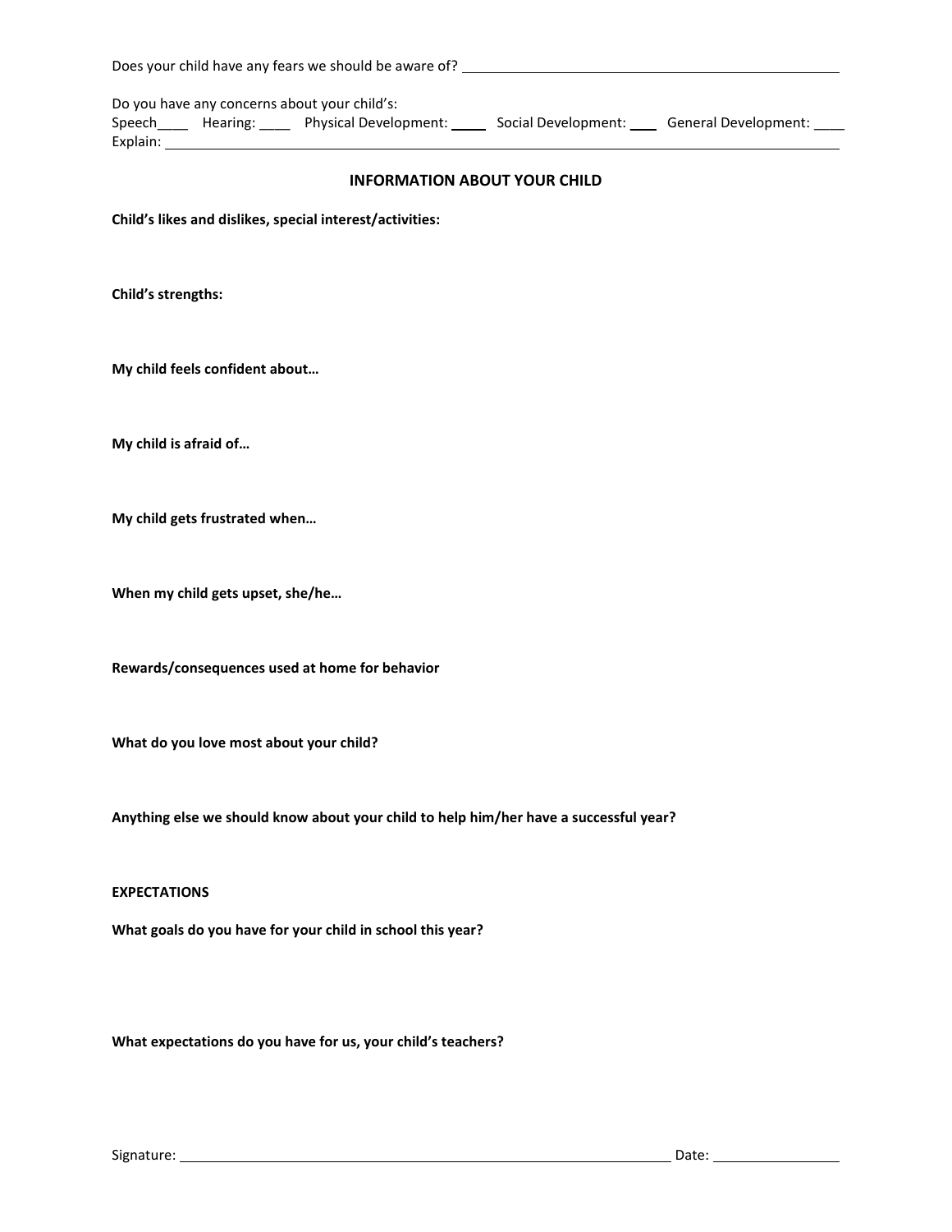Does your child have any fears we should be aware of? ______________________________________________

Do you have any concerns about your child's:
Speech____ Hearing: ____ Physical Development: _____ Social Development: ____ General Development: ____
Explain: ______________________________________________________________________________

## INFORMATION ABOUT YOUR CHILD

**Child's likes and dislikes, special interest/activities:**

**Child's strengths:**

**My child feels confident about…**

**My child is afraid of…**

**My child gets frustrated when…**

**When my child gets upset, she/he…**

**Rewards/consequences used at home for behavior**

**What do you love most about your child?**

**Anything else we should know about your child to help him/her have a successful year?**

**EXPECTATIONS**

**What goals do you have for your child in school this year?**

**What expectations do you have for us, your child's teachers?**

Signature: ______________________________________________ Date: ________________